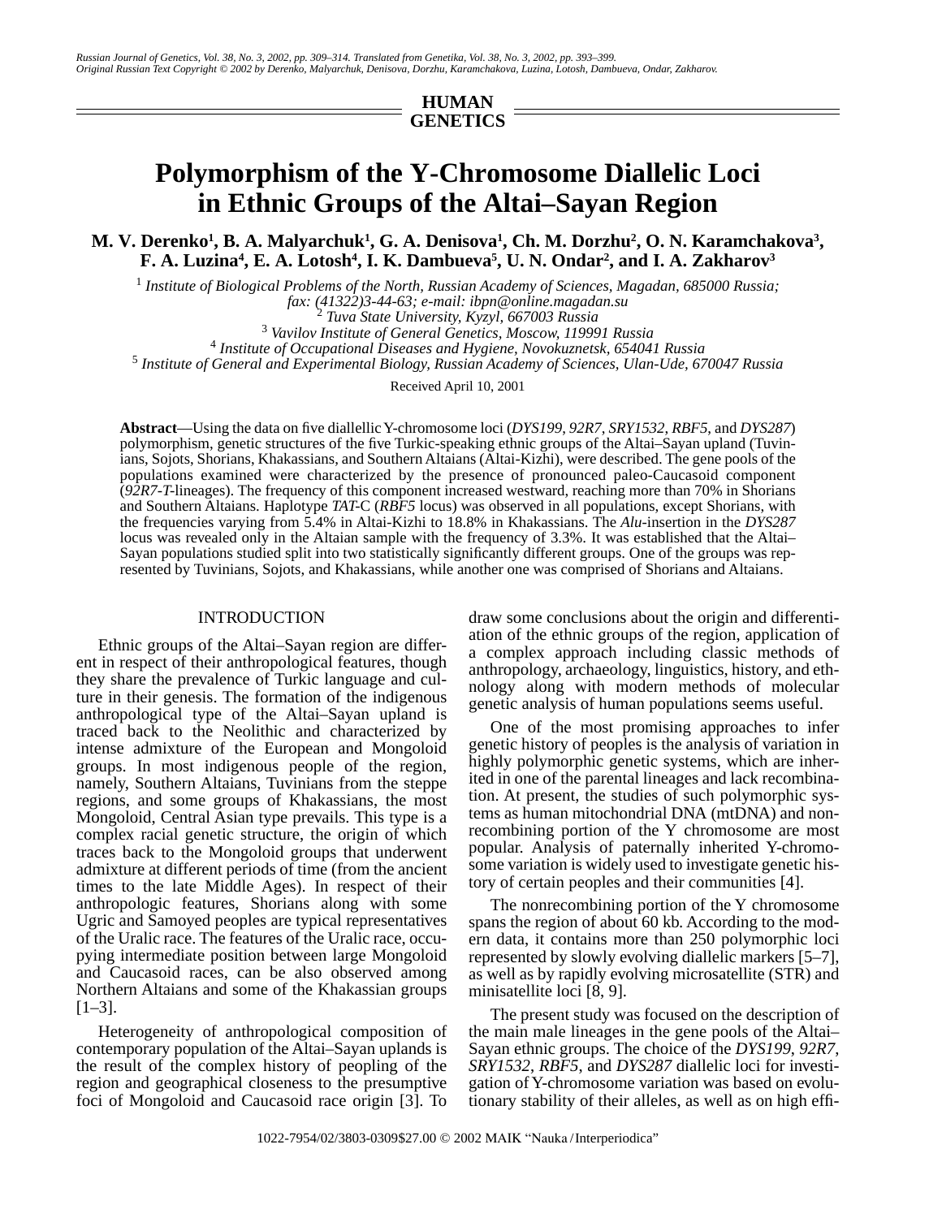HUMAN GENETICS

# Polymorphism of the Y-Chromosome Diallelic Loci in Ethnic Groups of the Altai–Sayan Region

**M. V. Derenko[1], B. A. Malyarchuk[1], G. A. Denisova[1], Ch. M. Dorzhu[2], O. N. Karamchakova[3], F. A. Luzina[4], E. A. Lotosh[4], I. K. Dambueva[5], U. N. Ondar[2], and I. A. Zakharov[3]**

[1] *Institute of Biological Problems of the North, Russian Academy of Sciences, Magadan, 685000 Russia; fax: (41322)3-44-63; e-mail: ibpn@online.magadan.su*
[2] *Tuva State University, Kyzyl, 667003 Russia*
[3] *Vavilov Institute of General Genetics, Moscow, 119991 Russia*
[4] *Institute of Occupational Diseases and Hygiene, Novokuznetsk, 654041 Russia*
[5] *Institute of General and Experimental Biology, Russian Academy of Sciences, Ulan-Ude, 670047 Russia*

Received April 10, 2001

**Abstract**—Using the data on five diallelic Y-chromosome loci (*DYS199*, *92R7*, *SRY1532*, *RBF5*, and *DYS287*) polymorphism, genetic structures of the five Turkic-speaking ethnic groups of the Altai–Sayan upland (Tuvinians, Sojots, Shorians, Khakassians, and Southern Altaians (Altai-Kizhi), were described. The gene pools of the populations examined were characterized by the presence of pronounced paleo-Caucasoid component (*92R7-T*-lineages). The frequency of this component increased westward, reaching more than 70% in Shorians and Southern Altaians. Haplotype *TAT*-C (*RBF5* locus) was observed in all populations, except Shorians, with the frequencies varying from 5.4% in Altai-Kizhi to 18.8% in Khakassians. The *Alu*-insertion in the *DYS287* locus was revealed only in the Altaian sample with the frequency of 3.3%. It was established that the Altai–Sayan populations studied split into two statistically significantly different groups. One of the groups was represented by Tuvinians, Sojots, and Khakassians, while another one was comprised of Shorians and Altaians.

## INTRODUCTION

Ethnic groups of the Altai–Sayan region are different in respect of their anthropological features, though they share the prevalence of Turkic language and culture in their genesis. The formation of the indigenous anthropological type of the Altai–Sayan upland is traced back to the Neolithic and characterized by intense admixture of the European and Mongoloid groups. In most indigenous people of the region, namely, Southern Altaians, Tuvinians from the steppe regions, and some groups of Khakassians, the most Mongoloid, Central Asian type prevails. This type is a complex racial genetic structure, the origin of which traces back to the Mongoloid groups that underwent admixture at different periods of time (from the ancient times to the late Middle Ages). In respect of their anthropologic features, Shorians along with some Ugric and Samoyed peoples are typical representatives of the Uralic race. The features of the Uralic race, occupying intermediate position between large Mongoloid and Caucasoid races, can be also observed among Northern Altaians and some of the Khakassian groups [1–3].

Heterogeneity of anthropological composition of contemporary population of the Altai–Sayan uplands is the result of the complex history of peopling of the region and geographical closeness to the presumptive foci of Mongoloid and Caucasoid race origin [3]. To draw some conclusions about the origin and differentiation of the ethnic groups of the region, application of a complex approach including classic methods of anthropology, archaeology, linguistics, history, and ethnology along with modern methods of molecular genetic analysis of human populations seems useful.

One of the most promising approaches to infer genetic history of peoples is the analysis of variation in highly polymorphic genetic systems, which are inherited in one of the parental lineages and lack recombination. At present, the studies of such polymorphic systems as human mitochondrial DNA (mtDNA) and nonrecombining portion of the Y chromosome are most popular. Analysis of paternally inherited Y-chromosome variation is widely used to investigate genetic history of certain peoples and their communities [4].

The nonrecombining portion of the Y chromosome spans the region of about 60 kb. According to the modern data, it contains more than 250 polymorphic loci represented by slowly evolving diallelic markers [5–7], as well as by rapidly evolving microsatellite (STR) and minisatellite loci [8, 9].

The present study was focused on the description of the main male lineages in the gene pools of the Altai–Sayan ethnic groups. The choice of the *DYS199*, *92R7*, *SRY1532*, *RBF5*, and *DYS287* diallelic loci for investigation of Y-chromosome variation was based on evolutionary stability of their alleles, as well as on high effi-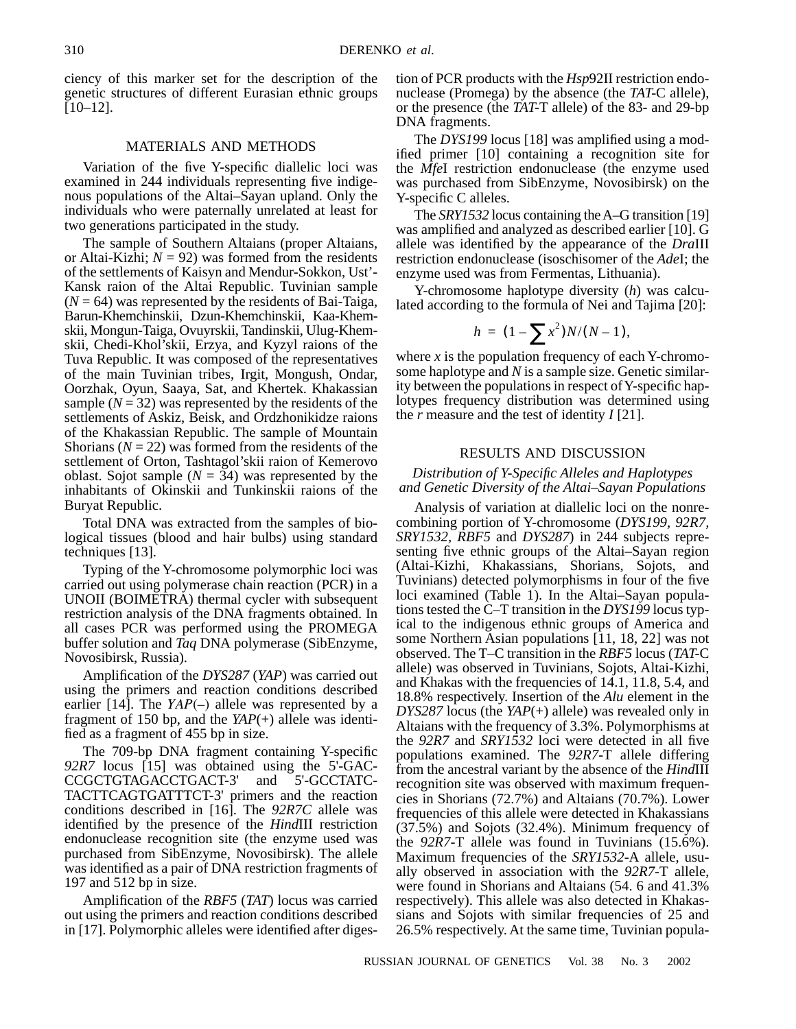ciency of this marker set for the description of the genetic structures of different Eurasian ethnic groups [10–12].

## MATERIALS AND METHODS

Variation of the five Y-specific diallelic loci was examined in 244 individuals representing five indigenous populations of the Altai–Sayan upland. Only the individuals who were paternally unrelated at least for two generations participated in the study.

The sample of Southern Altaians (proper Altaians, or Altai-Kizhi; $N = 92$) was formed from the residents of the settlements of Kaisyn and Mendur-Sokkon, Ust'-Kansk raion of the Altai Republic. Tuvinian sample ($N = 64$) was represented by the residents of Bai-Taiga, Barun-Khemchinskii, Dzun-Khemchinskii, Kaa-Khemskii, Mongun-Taiga, Ovuyrskii, Tandinskii, Ulug-Khemskii, Chedi-Khol'skii, Erzya, and Kyzyl raions of the Tuva Republic. It was composed of the representatives of the main Tuvinian tribes, Irgit, Mongush, Ondar, Oorzhak, Oyun, Saaya, Sat, and Khertek. Khakassian sample ($N = 32$) was represented by the residents of the settlements of Askiz, Beisk, and Ordzhonikidze raions of the Khakassian Republic. The sample of Mountain Shorians ($N = 22$) was formed from the residents of the settlement of Orton, Tashtagol'skii raion of Kemerovo oblast. Sojot sample ($N = 34$) was represented by the inhabitants of Okinskii and Tunkinskii raions of the Buryat Republic.

Total DNA was extracted from the samples of biological tissues (blood and hair bulbs) using standard techniques [13].

Typing of the Y-chromosome polymorphic loci was carried out using polymerase chain reaction (PCR) in a UNOII (BOIMETRA) thermal cycler with subsequent restriction analysis of the DNA fragments obtained. In all cases PCR was performed using the PROMEGA buffer solution and *Taq* DNA polymerase (SibEnzyme, Novosibirsk, Russia).

Amplification of the *DYS287* (*YAP*) was carried out using the primers and reaction conditions described earlier [14]. The *YAP*(–) allele was represented by a fragment of 150 bp, and the *YAP*(+) allele was identified as a fragment of 455 bp in size.

The 709-bp DNA fragment containing Y-specific *92R7* locus [15] was obtained using the 5'-GACCCGCTGTAGACCTGACT-3' and 5'-GCCTATCTACTTCAGTGATTTCT-3' primers and the reaction conditions described in [16]. The *92R7C* allele was identified by the presence of the *Hind*III restriction endonuclease recognition site (the enzyme used was purchased from SibEnzyme, Novosibirsk). The allele was identified as a pair of DNA restriction fragments of 197 and 512 bp in size.

Amplification of the *RBF5* (*TAT*) locus was carried out using the primers and reaction conditions described in [17]. Polymorphic alleles were identified after digestion of PCR products with the *Hsp*92II restriction endonuclease (Promega) by the absence (the *TAT*-C allele), or the presence (the *TAT*-T allele) of the 83- and 29-bp DNA fragments.

The *DYS199* locus [18] was amplified using a modified primer [10] containing a recognition site for the *Mfe*I restriction endonuclease (the enzyme used was purchased from SibEnzyme, Novosibirsk) on the Y-specific C alleles.

The *SRY1532* locus containing the A–G transition [19] was amplified and analyzed as described earlier [10]. G allele was identified by the appearance of the *Dra*III restriction endonuclease (isoschisomer of the *Ade*I; the enzyme used was from Fermentas, Lithuania).

Y-chromosome haplotype diversity ($h$) was calculated according to the formula of Nei and Tajima [20]:

$$h = (1 - \sum x^2)N/(N-1),$$

where $x$ is the population frequency of each Y-chromosome haplotype and $N$ is a sample size. Genetic similarity between the populations in respect of Y-specific haplotypes frequency distribution was determined using the $r$ measure and the test of identity $I$ [21].

## RESULTS AND DISCUSSION

### *Distribution of Y-Specific Alleles and Haplotypes and Genetic Diversity of the Altai–Sayan Populations*

Analysis of variation at diallelic loci on the nonrecombining portion of Y-chromosome (*DYS199, 92R7, SRY1532, RBF5* and *DYS287*) in 244 subjects representing five ethnic groups of the Altai–Sayan region (Altai-Kizhi, Khakassians, Shorians, Sojots, and Tuvinians) detected polymorphisms in four of the five loci examined (Table 1). In the Altai–Sayan populations tested the C–T transition in the *DYS199* locus typical to the indigenous ethnic groups of America and some Northern Asian populations [11, 18, 22] was not observed. The T–C transition in the *RBF5* locus (*TAT*-C allele) was observed in Tuvinians, Sojots, Altai-Kizhi, and Khakas with the frequencies of 14.1, 11.8, 5.4, and 18.8% respectively. Insertion of the *Alu* element in the *DYS287* locus (the *YAP*(+) allele) was revealed only in Altaians with the frequency of 3.3%. Polymorphisms at the *92R7* and *SRY1532* loci were detected in all five populations examined. The *92R7*-T allele differing from the ancestral variant by the absence of the *Hind*III recognition site was observed with maximum frequencies in Shorians (72.7%) and Altaians (70.7%). Lower frequencies of this allele were detected in Khakassians (37.5%) and Sojots (32.4%). Minimum frequency of the *92R7*-T allele was found in Tuvinians (15.6%). Maximum frequencies of the *SRY1532*-A allele, usually observed in association with the *92R7*-T allele, were found in Shorians and Altaians (54. 6 and 41.3% respectively). This allele was also detected in Khakassians and Sojots with similar frequencies of 25 and 26.5% respectively. At the same time, Tuvinian popula-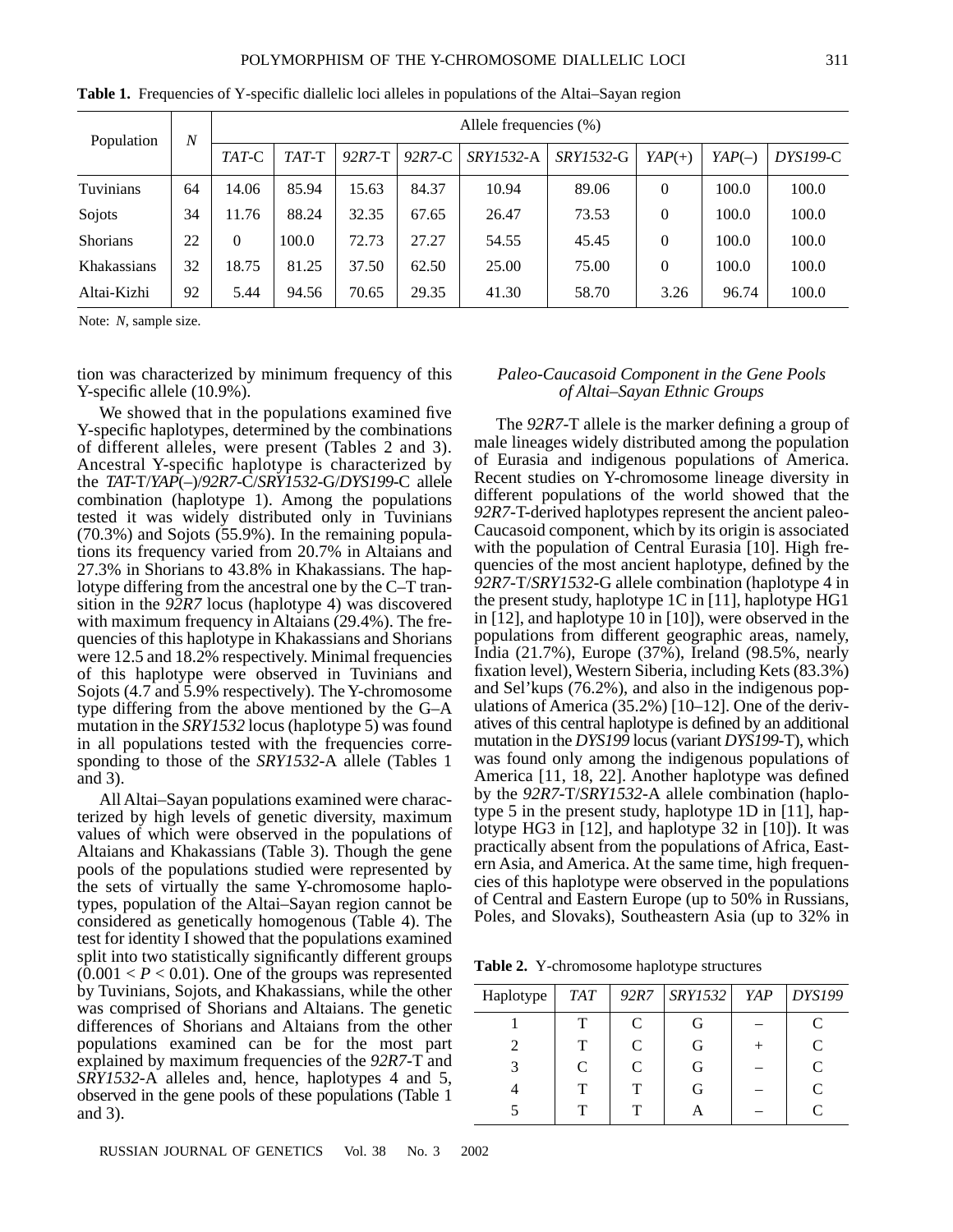**Table 1.** Frequencies of Y-specific diallelic loci alleles in populations of the Altai–Sayan region

| Population | $N$ | Allele frequencies (%) | | | | | | | | |
|---|---|---|---|---|---|---|---|---|---|---|
| | | *TAT*-C | *TAT*-T | *92R7*-T | *92R7*-C | *SRY1532*-A | *SRY1532*-G | *YAP*(+) | *YAP*(–) | *DYS199*-C |
| Tuvinians | 64 | 14.06 | 85.94 | 15.63 | 84.37 | 10.94 | 89.06 | 0 | 100.0 | 100.0 |
| Sojots | 34 | 11.76 | 88.24 | 32.35 | 67.65 | 26.47 | 73.53 | 0 | 100.0 | 100.0 |
| Shorians | 22 | 0 | 100.0 | 72.73 | 27.27 | 54.55 | 45.45 | 0 | 100.0 | 100.0 |
| Khakassians | 32 | 18.75 | 81.25 | 37.50 | 62.50 | 25.00 | 75.00 | 0 | 100.0 | 100.0 |
| Altai-Kizhi | 92 | 5.44 | 94.56 | 70.65 | 29.35 | 41.30 | 58.70 | 3.26 | 96.74 | 100.0 |

Note: $N$, sample size.

tion was characterized by minimum frequency of this Y-specific allele (10.9%).

We showed that in the populations examined five Y-specific haplotypes, determined by the combinations of different alleles, were present (Tables 2 and 3). Ancestral Y-specific haplotype is characterized by the *TAT*-T/*YAP*(–)/*92R7*-C/*SRY1532*-G/*DYS199*-C allele combination (haplotype 1). Among the populations tested it was widely distributed only in Tuvinians (70.3%) and Sojots (55.9%). In the remaining populations its frequency varied from 20.7% in Altaians and 27.3% in Shorians to 43.8% in Khakassians. The haplotype differing from the ancestral one by the C–T transition in the *92R7* locus (haplotype 4) was discovered with maximum frequency in Altaians (29.4%). The frequencies of this haplotype in Khakassians and Shorians were 12.5 and 18.2% respectively. Minimal frequencies of this haplotype were observed in Tuvinians and Sojots (4.7 and 5.9% respectively). The Y-chromosome type differing from the above mentioned by the G–A mutation in the *SRY1532* locus (haplotype 5) was found in all populations tested with the frequencies corresponding to those of the *SRY1532*-A allele (Tables 1 and 3).

All Altai–Sayan populations examined were characterized by high levels of genetic diversity, maximum values of which were observed in the populations of Altaians and Khakassians (Table 3). Though the gene pools of the populations studied were represented by the sets of virtually the same Y-chromosome haplotypes, population of the Altai–Sayan region cannot be considered as genetically homogenous (Table 4). The test for identity I showed that the populations examined split into two statistically significantly different groups ($0.001 < P < 0.01$). One of the groups was represented by Tuvinians, Sojots, and Khakassians, while the other was comprised of Shorians and Altaians. The genetic differences of Shorians and Altaians from the other populations examined can be for the most part explained by maximum frequencies of the *92R7*-T and *SRY1532*-A alleles and, hence, haplotypes 4 and 5, observed in the gene pools of these populations (Table 1 and 3).

### *Paleo-Caucasoid Component in the Gene Pools of Altai–Sayan Ethnic Groups*

The *92R7*-T allele is the marker defining a group of male lineages widely distributed among the population of Eurasia and indigenous populations of America. Recent studies on Y-chromosome lineage diversity in different populations of the world showed that the *92R7*-T-derived haplotypes represent the ancient paleo-Caucasoid component, which by its origin is associated with the population of Central Eurasia [10]. High frequencies of the most ancient haplotype, defined by the *92R7*-T/*SRY1532*-G allele combination (haplotype 4 in the present study, haplotype 1C in [11], haplotype HG1 in [12], and haplotype 10 in [10]), were observed in the populations from different geographic areas, namely, India (21.7%), Europe (37%), Ireland (98.5%, nearly fixation level), Western Siberia, including Kets (83.3%) and Sel'kups (76.2%), and also in the indigenous populations of America (35.2%) [10–12]. One of the derivatives of this central haplotype is defined by an additional mutation in the *DYS199* locus (variant *DYS199*-T), which was found only among the indigenous populations of America [11, 18, 22]. Another haplotype was defined by the *92R7*-T/*SRY1532*-A allele combination (haplotype 5 in the present study, haplotype 1D in [11], haplotype HG3 in [12], and haplotype 32 in [10]). It was practically absent from the populations of Africa, Eastern Asia, and America. At the same time, high frequencies of this haplotype were observed in the populations of Central and Eastern Europe (up to 50% in Russians, Poles, and Slovaks), Southeastern Asia (up to 32% in

**Table 2.** Y-chromosome haplotype structures

| Haplotype | *TAT* | *92R7* | *SRY1532* | *YAP* | *DYS199* |
|---|---|---|---|---|---|
| 1 | T | C | G | – | C |
| 2 | T | C | G | + | C |
| 3 | C | C | G | – | C |
| 4 | T | T | G | – | C |
| 5 | T | T | A | – | C |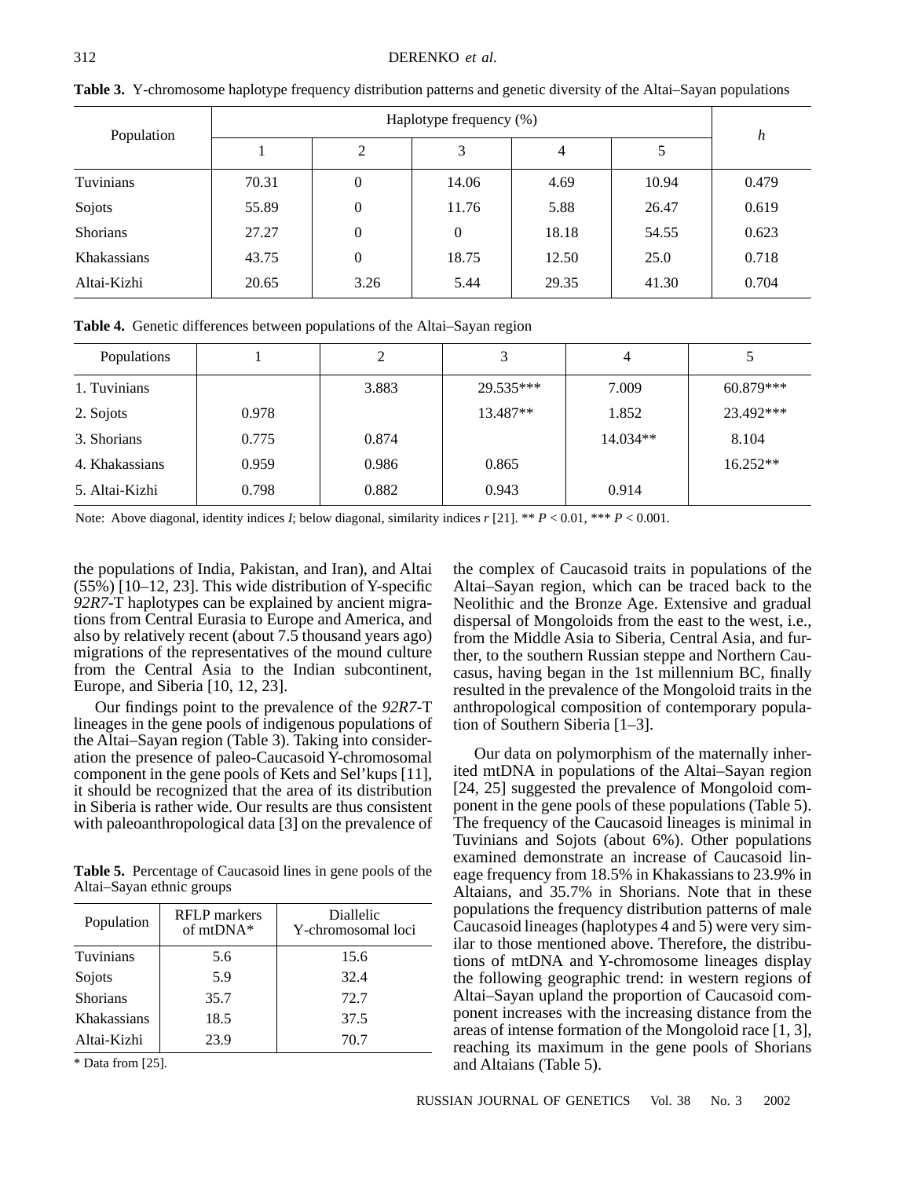**Table 3.** Y-chromosome haplotype frequency distribution patterns and genetic diversity of the Altai–Sayan populations

| Population | Haplotype frequency (%) | | | | | *h* |
|---|---|---|---|---|---|---|
| | 1 | 2 | 3 | 4 | 5 | |
| Tuvinians | 70.31 | 0 | 14.06 | 4.69 | 10.94 | 0.479 |
| Sojots | 55.89 | 0 | 11.76 | 5.88 | 26.47 | 0.619 |
| Shorians | 27.27 | 0 | 0 | 18.18 | 54.55 | 0.623 |
| Khakassians | 43.75 | 0 | 18.75 | 12.50 | 25.0 | 0.718 |
| Altai-Kizhi | 20.65 | 3.26 | 5.44 | 29.35 | 41.30 | 0.704 |

**Table 4.** Genetic differences between populations of the Altai–Sayan region

| Populations | 1 | 2 | 3 | 4 | 5 |
|---|---|---|---|---|---|
| 1. Tuvinians | | 3.883 | 29.535*** | 7.009 | 60.879*** |
| 2. Sojots | 0.978 | | 13.487** | 1.852 | 23.492*** |
| 3. Shorians | 0.775 | 0.874 | | 14.034** | 8.104 |
| 4. Khakassians | 0.959 | 0.986 | 0.865 | | 16.252** |
| 5. Altai-Kizhi | 0.798 | 0.882 | 0.943 | 0.914 | |

Note: Above diagonal, identity indices *I*; below diagonal, similarity indices *r* [21]. ** $P < 0.01$, *** $P < 0.001$.

the populations of India, Pakistan, and Iran), and Altai (55%) [10–12, 23]. This wide distribution of Y-specific *92R7*-T haplotypes can be explained by ancient migrations from Central Eurasia to Europe and America, and also by relatively recent (about 7.5 thousand years ago) migrations of the representatives of the mound culture from the Central Asia to the Indian subcontinent, Europe, and Siberia [10, 12, 23].

Our findings point to the prevalence of the *92R7*-T lineages in the gene pools of indigenous populations of the Altai–Sayan region (Table 3). Taking into consideration the presence of paleo-Caucasoid Y-chromosomal component in the gene pools of Kets and Sel'kups [11], it should be recognized that the area of its distribution in Siberia is rather wide. Our results are thus consistent with paleoanthropological data [3] on the prevalence of the complex of Caucasoid traits in populations of the Altai–Sayan region, which can be traced back to the Neolithic and the Bronze Age. Extensive and gradual dispersal of Mongoloids from the east to the west, i.e., from the Middle Asia to Siberia, Central Asia, and further, to the southern Russian steppe and Northern Caucasus, having began in the 1st millennium BC, finally resulted in the prevalence of the Mongoloid traits in the anthropological composition of contemporary population of Southern Siberia [1–3].

Our data on polymorphism of the maternally inherited mtDNA in populations of the Altai–Sayan region [24, 25] suggested the prevalence of Mongoloid component in the gene pools of these populations (Table 5). The frequency of the Caucasoid lineages is minimal in Tuvinians and Sojots (about 6%). Other populations examined demonstrate an increase of Caucasoid lineage frequency from 18.5% in Khakassians to 23.9% in Altaians, and 35.7% in Shorians. Note that in these populations the frequency distribution patterns of male Caucasoid lineages (haplotypes 4 and 5) were very similar to those mentioned above. Therefore, the distributions of mtDNA and Y-chromosome lineages display the following geographic trend: in western regions of Altai–Sayan upland the proportion of Caucasoid component increases with the increasing distance from the areas of intense formation of the Mongoloid race [1, 3], reaching its maximum in the gene pools of Shorians and Altaians (Table 5).

**Table 5.** Percentage of Caucasoid lines in gene pools of the Altai–Sayan ethnic groups

| Population | RFLP markers of mtDNA* | Diallelic Y-chromosomal loci |
|---|---|---|
| Tuvinians | 5.6 | 15.6 |
| Sojots | 5.9 | 32.4 |
| Shorians | 35.7 | 72.7 |
| Khakassians | 18.5 | 37.5 |
| Altai-Kizhi | 23.9 | 70.7 |

\* Data from [25].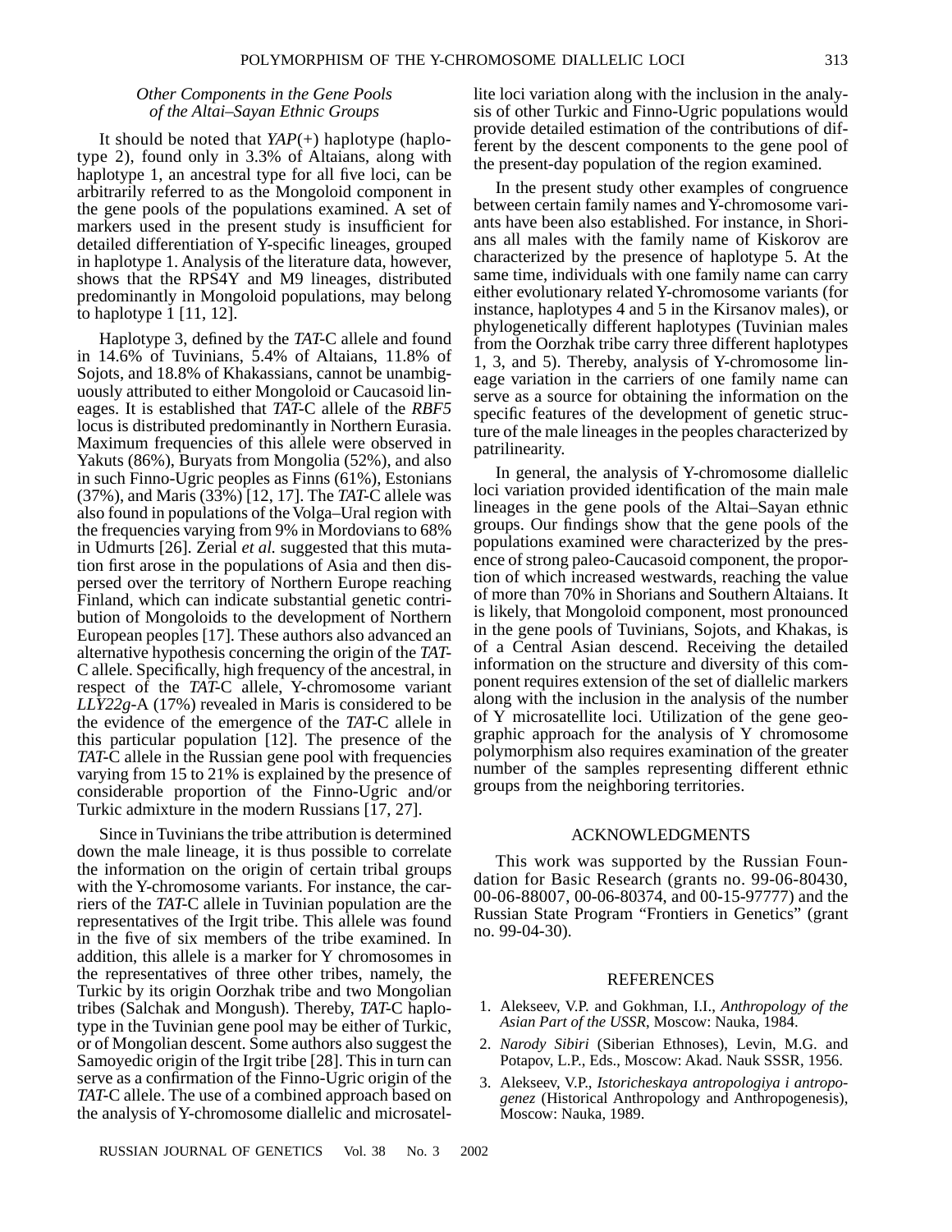### *Other Components in the Gene Pools of the Altai–Sayan Ethnic Groups*

It should be noted that *YAP*(+) haplotype (haplotype 2), found only in 3.3% of Altaians, along with haplotype 1, an ancestral type for all five loci, can be arbitrarily referred to as the Mongoloid component in the gene pools of the populations examined. A set of markers used in the present study is insufficient for detailed differentiation of Y-specific lineages, grouped in haplotype 1. Analysis of the literature data, however, shows that the RPS4Y and M9 lineages, distributed predominantly in Mongoloid populations, may belong to haplotype 1 [11, 12].

Haplotype 3, defined by the *TAT*-C allele and found in 14.6% of Tuvinians, 5.4% of Altaians, 11.8% of Sojots, and 18.8% of Khakassians, cannot be unambiguously attributed to either Mongoloid or Caucasoid lineages. It is established that *TAT*-C allele of the *RBF5* locus is distributed predominantly in Northern Eurasia. Maximum frequencies of this allele were observed in Yakuts (86%), Buryats from Mongolia (52%), and also in such Finno-Ugric peoples as Finns (61%), Estonians (37%), and Maris (33%) [12, 17]. The *TAT*-C allele was also found in populations of the Volga–Ural region with the frequencies varying from 9% in Mordovians to 68% in Udmurts [26]. Zerial *et al.* suggested that this mutation first arose in the populations of Asia and then dispersed over the territory of Northern Europe reaching Finland, which can indicate substantial genetic contribution of Mongoloids to the development of Northern European peoples [17]. These authors also advanced an alternative hypothesis concerning the origin of the *TAT*-C allele. Specifically, high frequency of the ancestral, in respect of the *TAT*-C allele, Y-chromosome variant *LLY22g*-A (17%) revealed in Maris is considered to be the evidence of the emergence of the *TAT*-C allele in this particular population [12]. The presence of the *TAT*-C allele in the Russian gene pool with frequencies varying from 15 to 21% is explained by the presence of considerable proportion of the Finno-Ugric and/or Turkic admixture in the modern Russians [17, 27].

Since in Tuvinians the tribe attribution is determined down the male lineage, it is thus possible to correlate the information on the origin of certain tribal groups with the Y-chromosome variants. For instance, the carriers of the *TAT*-C allele in Tuvinian population are the representatives of the Irgit tribe. This allele was found in the five of six members of the tribe examined. In addition, this allele is a marker for Y chromosomes in the representatives of three other tribes, namely, the Turkic by its origin Oorzhak tribe and two Mongolian tribes (Salchak and Mongush). Thereby, *TAT*-C haplotype in the Tuvinian gene pool may be either of Turkic, or of Mongolian descent. Some authors also suggest the Samoyedic origin of the Irgit tribe [28]. This in turn can serve as a confirmation of the Finno-Ugric origin of the *TAT*-C allele. The use of a combined approach based on the analysis of Y-chromosome diallelic and microsatellite loci variation along with the inclusion in the analysis of other Turkic and Finno-Ugric populations would provide detailed estimation of the contributions of different by the descent components to the gene pool of the present-day population of the region examined.

In the present study other examples of congruence between certain family names and Y-chromosome variants have been also established. For instance, in Shorians all males with the family name of Kiskorov are characterized by the presence of haplotype 5. At the same time, individuals with one family name can carry either evolutionary related Y-chromosome variants (for instance, haplotypes 4 and 5 in the Kirsanov males), or phylogenetically different haplotypes (Tuvinian males from the Oorzhak tribe carry three different haplotypes 1, 3, and 5). Thereby, analysis of Y-chromosome lineage variation in the carriers of one family name can serve as a source for obtaining the information on the specific features of the development of genetic structure of the male lineages in the peoples characterized by patrilinearity.

In general, the analysis of Y-chromosome diallelic loci variation provided identification of the main male lineages in the gene pools of the Altai–Sayan ethnic groups. Our findings show that the gene pools of the populations examined were characterized by the presence of strong paleo-Caucasoid component, the proportion of which increased westwards, reaching the value of more than 70% in Shorians and Southern Altaians. It is likely, that Mongoloid component, most pronounced in the gene pools of Tuvinians, Sojots, and Khakas, is of a Central Asian descend. Receiving the detailed information on the structure and diversity of this component requires extension of the set of diallelic markers along with the inclusion in the analysis of the number of Y microsatellite loci. Utilization of the gene geographic approach for the analysis of Y chromosome polymorphism also requires examination of the greater number of the samples representing different ethnic groups from the neighboring territories.

## ACKNOWLEDGMENTS

This work was supported by the Russian Foundation for Basic Research (grants no. 99-06-80430, 00-06-88007, 00-06-80374, and 00-15-97777) and the Russian State Program "Frontiers in Genetics" (grant no. 99-04-30).

## REFERENCES

1. Alekseev, V.P. and Gokhman, I.I., *Anthropology of the Asian Part of the USSR*, Moscow: Nauka, 1984.
2. *Narody Sibiri* (Siberian Ethnoses), Levin, M.G. and Potapov, L.P., Eds., Moscow: Akad. Nauk SSSR, 1956.
3. Alekseev, V.P., *Istoricheskaya antropologiya i antropogenez* (Historical Anthropology and Anthropogenesis), Moscow: Nauka, 1989.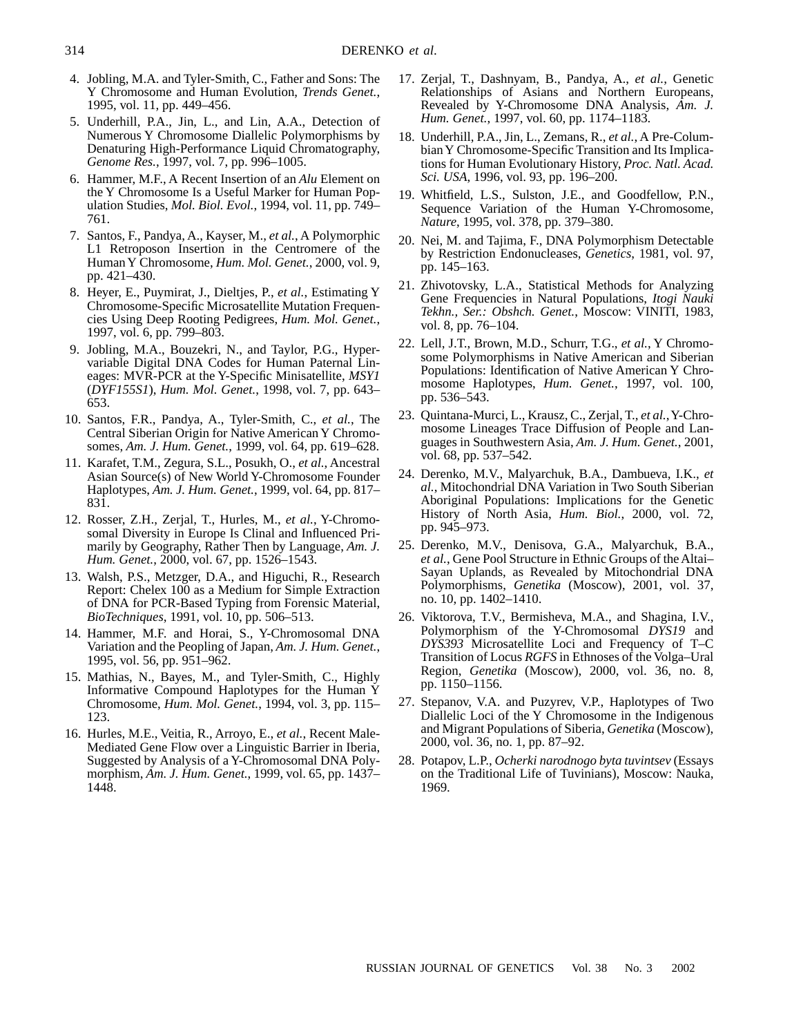4. Jobling, M.A. and Tyler-Smith, C., Father and Sons: The Y Chromosome and Human Evolution, *Trends Genet.*, 1995, vol. 11, pp. 449–456.
5. Underhill, P.A., Jin, L., and Lin, A.A., Detection of Numerous Y Chromosome Diallelic Polymorphisms by Denaturing High-Performance Liquid Chromatography, *Genome Res.*, 1997, vol. 7, pp. 996–1005.
6. Hammer, M.F., A Recent Insertion of an *Alu* Element on the Y Chromosome Is a Useful Marker for Human Population Studies, *Mol. Biol. Evol.*, 1994, vol. 11, pp. 749–761.
7. Santos, F., Pandya, A., Kayser, M., *et al.*, A Polymorphic L1 Retroposon Insertion in the Centromere of the Human Y Chromosome, *Hum. Mol. Genet.*, 2000, vol. 9, pp. 421–430.
8. Heyer, E., Puymirat, J., Dieltjes, P., *et al.*, Estimating Y Chromosome-Specific Microsatellite Mutation Frequencies Using Deep Rooting Pedigrees, *Hum. Mol. Genet.*, 1997, vol. 6, pp. 799–803.
9. Jobling, M.A., Bouzekri, N., and Taylor, P.G., Hypervariable Digital DNA Codes for Human Paternal Lineages: MVR-PCR at the Y-Specific Minisatellite, *MSY1* (*DYF155S1*), *Hum. Mol. Genet.*, 1998, vol. 7, pp. 643–653.
10. Santos, F.R., Pandya, A., Tyler-Smith, C., *et al.*, The Central Siberian Origin for Native American Y Chromosomes, *Am. J. Hum. Genet.*, 1999, vol. 64, pp. 619–628.
11. Karafet, T.M., Zegura, S.L., Posukh, O., *et al.*, Ancestral Asian Source(s) of New World Y-Chromosome Founder Haplotypes, *Am. J. Hum. Genet.*, 1999, vol. 64, pp. 817–831.
12. Rosser, Z.H., Zerjal, T., Hurles, M., *et al.*, Y-Chromosomal Diversity in Europe Is Clinal and Influenced Primarily by Geography, Rather Then by Language, *Am. J. Hum. Genet.*, 2000, vol. 67, pp. 1526–1543.
13. Walsh, P.S., Metzger, D.A., and Higuchi, R., Research Report: Chelex 100 as a Medium for Simple Extraction of DNA for PCR-Based Typing from Forensic Material, *BioTechniques*, 1991, vol. 10, pp. 506–513.
14. Hammer, M.F. and Horai, S., Y-Chromosomal DNA Variation and the Peopling of Japan, *Am. J. Hum. Genet.*, 1995, vol. 56, pp. 951–962.
15. Mathias, N., Bayes, M., and Tyler-Smith, C., Highly Informative Compound Haplotypes for the Human Y Chromosome, *Hum. Mol. Genet.*, 1994, vol. 3, pp. 115–123.
16. Hurles, M.E., Veitia, R., Arroyo, E., *et al.*, Recent Male-Mediated Gene Flow over a Linguistic Barrier in Iberia, Suggested by Analysis of a Y-Chromosomal DNA Polymorphism, *Am. J. Hum. Genet.*, 1999, vol. 65, pp. 1437–1448.
17. Zerjal, T., Dashnyam, B., Pandya, A., *et al.*, Genetic Relationships of Asians and Northern Europeans, Revealed by Y-Chromosome DNA Analysis, *Am. J. Hum. Genet.*, 1997, vol. 60, pp. 1174–1183.
18. Underhill, P.A., Jin, L., Zemans, R., *et al.*, A Pre-Columbian Y Chromosome-Specific Transition and Its Implications for Human Evolutionary History, *Proc. Natl. Acad. Sci. USA*, 1996, vol. 93, pp. 196–200.
19. Whitfield, L.S., Sulston, J.E., and Goodfellow, P.N., Sequence Variation of the Human Y-Chromosome, *Nature*, 1995, vol. 378, pp. 379–380.
20. Nei, M. and Tajima, F., DNA Polymorphism Detectable by Restriction Endonucleases, *Genetics*, 1981, vol. 97, pp. 145–163.
21. Zhivotovsky, L.A., Statistical Methods for Analyzing Gene Frequencies in Natural Populations, *Itogi Nauki Tekhn., Ser.: Obshch. Genet.*, Moscow: VINITI, 1983, vol. 8, pp. 76–104.
22. Lell, J.T., Brown, M.D., Schurr, T.G., *et al.*, Y Chromosome Polymorphisms in Native American and Siberian Populations: Identification of Native American Y Chromosome Haplotypes, *Hum. Genet.*, 1997, vol. 100, pp. 536–543.
23. Quintana-Murci, L., Krausz, C., Zerjal, T., *et al.*, Y-Chromosome Lineages Trace Diffusion of People and Languages in Southwestern Asia, *Am. J. Hum. Genet.*, 2001, vol. 68, pp. 537–542.
24. Derenko, M.V., Malyarchuk, B.A., Dambueva, I.K., *et al.*, Mitochondrial DNA Variation in Two South Siberian Aboriginal Populations: Implications for the Genetic History of North Asia, *Hum. Biol.*, 2000, vol. 72, pp. 945–973.
25. Derenko, M.V., Denisova, G.A., Malyarchuk, B.A., *et al.*, Gene Pool Structure in Ethnic Groups of the Altai–Sayan Uplands, as Revealed by Mitochondrial DNA Polymorphisms, *Genetika* (Moscow), 2001, vol. 37, no. 10, pp. 1402–1410.
26. Viktorova, T.V., Bermisheva, M.A., and Shagina, I.V., Polymorphism of the Y-Chromosomal *DYS19* and *DYS393* Microsatellite Loci and Frequency of T–C Transition of Locus *RGFS* in Ethnoses of the Volga–Ural Region, *Genetika* (Moscow), 2000, vol. 36, no. 8, pp. 1150–1156.
27. Stepanov, V.A. and Puzyrev, V.P., Haplotypes of Two Diallelic Loci of the Y Chromosome in the Indigenous and Migrant Populations of Siberia, *Genetika* (Moscow), 2000, vol. 36, no. 1, pp. 87–92.
28. Potapov, L.P., *Ocherki narodnogo byta tuvintsev* (Essays on the Traditional Life of Tuvinians), Moscow: Nauka, 1969.